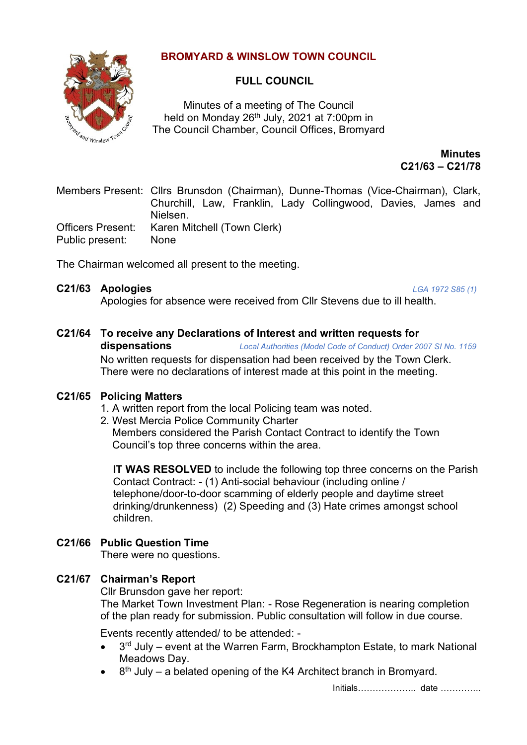# BROMYARD & WINSLOW TOWN COUNCIL

## FULL COUNCIL

Minutes of a meeting of The Council
held on Monday 26th July, 2021 at 7:00pm in
The Council Chamber, Council Offices, Bromyard

**Minutes**
**C21/63 – C21/78**

Members Present: Cllrs Brunsdon (Chairman), Dunne-Thomas (Vice-Chairman), Clark, Churchill, Law, Franklin, Lady Collingwood, Davies, James and Nielsen.
Officers Present: Karen Mitchell (Town Clerk)
Public present: None

The Chairman welcomed all present to the meeting.

**C21/63 Apologies** *LGA 1972 S85 (1)*

Apologies for absence were received from Cllr Stevens due to ill health.

**C21/64 To receive any Declarations of Interest and written requests for dispensations** *Local Authorities (Model Code of Conduct) Order 2007 SI No. 1159*

No written requests for dispensation had been received by the Town Clerk. There were no declarations of interest made at this point in the meeting.

**C21/65 Policing Matters**

1. A written report from the local Policing team was noted.
2. West Mercia Police Community Charter
   Members considered the Parish Contact Contract to identify the Town Council's top three concerns within the area.

   **IT WAS RESOLVED** to include the following top three concerns on the Parish Contact Contract: - (1) Anti-social behaviour (including online / telephone/door-to-door scamming of elderly people and daytime street drinking/drunkenness) (2) Speeding and (3) Hate crimes amongst school children.

**C21/66 Public Question Time**

There were no questions.

**C21/67 Chairman's Report**

Cllr Brunsdon gave her report:
The Market Town Investment Plan: - Rose Regeneration is nearing completion of the plan ready for submission. Public consultation will follow in due course.

Events recently attended/ to be attended: -

- 3rd July – event at the Warren Farm, Brockhampton Estate, to mark National Meadows Day.
- 8th July – a belated opening of the K4 Architect branch in Bromyard.

Initials……………….. date …………..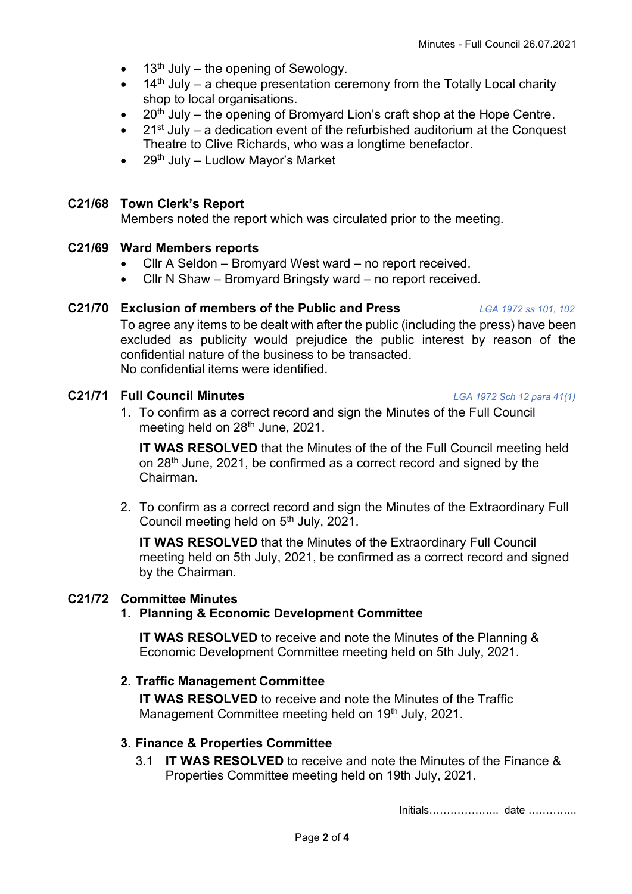- 13th July – the opening of Sewology.
- 14th July – a cheque presentation ceremony from the Totally Local charity shop to local organisations.
- 20th July – the opening of Bromyard Lion's craft shop at the Hope Centre.
- 21st July – a dedication event of the refurbished auditorium at the Conquest Theatre to Clive Richards, who was a longtime benefactor.
- 29th July – Ludlow Mayor's Market

**C21/68 Town Clerk's Report**

Members noted the report which was circulated prior to the meeting.

**C21/69 Ward Members reports**

- Cllr A Seldon – Bromyard West ward – no report received.
- Cllr N Shaw – Bromyard Bringsty ward – no report received.

**C21/70 Exclusion of members of the Public and Press** *LGA 1972 ss 101, 102*

To agree any items to be dealt with after the public (including the press) have been excluded as publicity would prejudice the public interest by reason of the confidential nature of the business to be transacted.
No confidential items were identified.

**C21/71 Full Council Minutes** *LGA 1972 Sch 12 para 41(1)*

1. To confirm as a correct record and sign the Minutes of the Full Council meeting held on 28th June, 2021.

   **IT WAS RESOLVED** that the Minutes of the of the Full Council meeting held on 28th June, 2021, be confirmed as a correct record and signed by the Chairman.

2. To confirm as a correct record and sign the Minutes of the Extraordinary Full Council meeting held on 5th July, 2021.

   **IT WAS RESOLVED** that the Minutes of the Extraordinary Full Council meeting held on 5th July, 2021, be confirmed as a correct record and signed by the Chairman.

**C21/72 Committee Minutes**

**1. Planning & Economic Development Committee**

**IT WAS RESOLVED** to receive and note the Minutes of the Planning & Economic Development Committee meeting held on 5th July, 2021.

**2. Traffic Management Committee**

**IT WAS RESOLVED** to receive and note the Minutes of the Traffic Management Committee meeting held on 19th July, 2021.

**3. Finance & Properties Committee**

3.1 **IT WAS RESOLVED** to receive and note the Minutes of the Finance & Properties Committee meeting held on 19th July, 2021.

Initials……………….. date …………..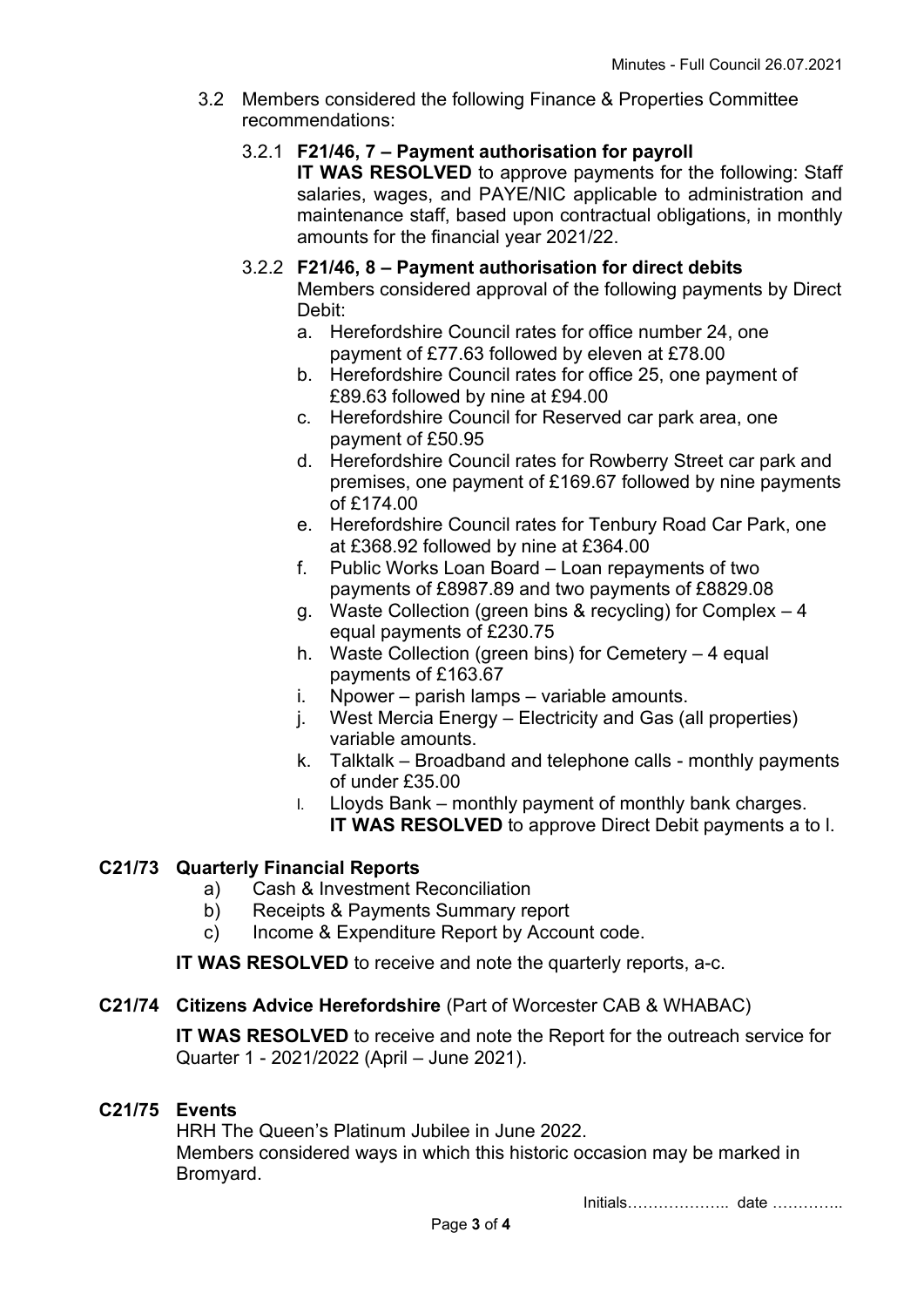3.2 Members considered the following Finance & Properties Committee recommendations:

3.2.1 **F21/46, 7 – Payment authorisation for payroll**
**IT WAS RESOLVED** to approve payments for the following: Staff salaries, wages, and PAYE/NIC applicable to administration and maintenance staff, based upon contractual obligations, in monthly amounts for the financial year 2021/22.

3.2.2 **F21/46, 8 – Payment authorisation for direct debits**
Members considered approval of the following payments by Direct Debit:

a. Herefordshire Council rates for office number 24, one payment of £77.63 followed by eleven at £78.00
b. Herefordshire Council rates for office 25, one payment of £89.63 followed by nine at £94.00
c. Herefordshire Council for Reserved car park area, one payment of £50.95
d. Herefordshire Council rates for Rowberry Street car park and premises, one payment of £169.67 followed by nine payments of £174.00
e. Herefordshire Council rates for Tenbury Road Car Park, one at £368.92 followed by nine at £364.00
f. Public Works Loan Board – Loan repayments of two payments of £8987.89 and two payments of £8829.08
g. Waste Collection (green bins & recycling) for Complex – 4 equal payments of £230.75
h. Waste Collection (green bins) for Cemetery – 4 equal payments of £163.67
i. Npower – parish lamps – variable amounts.
j. West Mercia Energy – Electricity and Gas (all properties) variable amounts.
k. Talktalk – Broadband and telephone calls - monthly payments of under £35.00
l. Lloyds Bank – monthly payment of monthly bank charges.
**IT WAS RESOLVED** to approve Direct Debit payments a to l.

**C21/73 Quarterly Financial Reports**

a) Cash & Investment Reconciliation
b) Receipts & Payments Summary report
c) Income & Expenditure Report by Account code.

**IT WAS RESOLVED** to receive and note the quarterly reports, a-c.

**C21/74 Citizens Advice Herefordshire** (Part of Worcester CAB & WHABAC)

**IT WAS RESOLVED** to receive and note the Report for the outreach service for Quarter 1 - 2021/2022 (April – June 2021).

**C21/75 Events**

HRH The Queen's Platinum Jubilee in June 2022.
Members considered ways in which this historic occasion may be marked in Bromyard.

Initials……………….. date …………..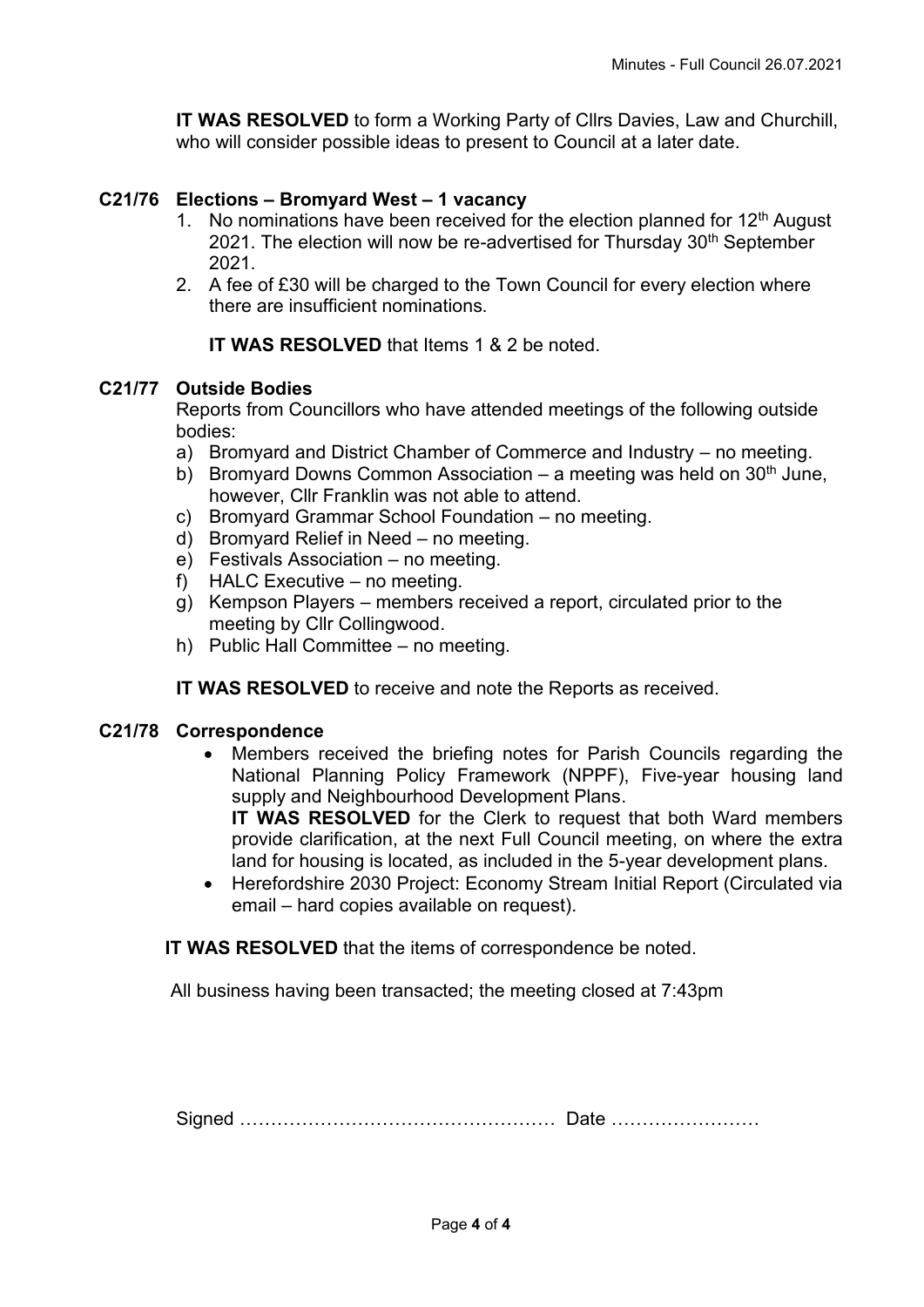**IT WAS RESOLVED** to form a Working Party of Cllrs Davies, Law and Churchill, who will consider possible ideas to present to Council at a later date.

### C21/76 Elections – Bromyard West – 1 vacancy

1. No nominations have been received for the election planned for 12th August 2021. The election will now be re-advertised for Thursday 30th September 2021.
2. A fee of £30 will be charged to the Town Council for every election where there are insufficient nominations.

**IT WAS RESOLVED** that Items 1 & 2 be noted.

### C21/77 Outside Bodies

Reports from Councillors who have attended meetings of the following outside bodies:

a) Bromyard and District Chamber of Commerce and Industry – no meeting.
b) Bromyard Downs Common Association – a meeting was held on 30th June, however, Cllr Franklin was not able to attend.
c) Bromyard Grammar School Foundation – no meeting.
d) Bromyard Relief in Need – no meeting.
e) Festivals Association – no meeting.
f) HALC Executive – no meeting.
g) Kempson Players – members received a report, circulated prior to the meeting by Cllr Collingwood.
h) Public Hall Committee – no meeting.

**IT WAS RESOLVED** to receive and note the Reports as received.

### C21/78 Correspondence

- Members received the briefing notes for Parish Councils regarding the National Planning Policy Framework (NPPF), Five-year housing land supply and Neighbourhood Development Plans.
  **IT WAS RESOLVED** for the Clerk to request that both Ward members provide clarification, at the next Full Council meeting, on where the extra land for housing is located, as included in the 5-year development plans.
- Herefordshire 2030 Project: Economy Stream Initial Report (Circulated via email – hard copies available on request).

**IT WAS RESOLVED** that the items of correspondence be noted.

All business having been transacted; the meeting closed at 7:43pm

Signed …………………………………………… Date ……………………